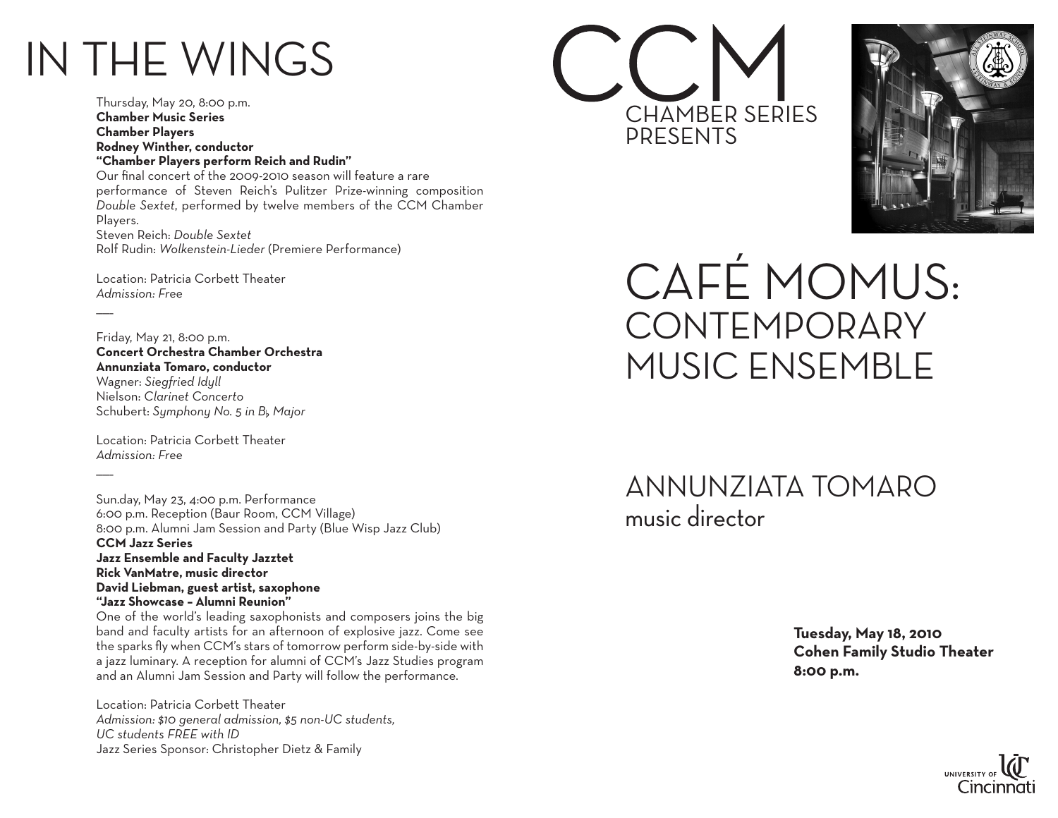# IN THE WINGS

Thursday, May 20, 8:00 p.m.
**Chamber Music Series**
**Chamber Players**
**Rodney Winther, conductor**
**"Chamber Players perform Reich and Rudin"**
Our final concert of the 2009-2010 season will feature a rare performance of Steven Reich's Pulitzer Prize-winning composition *Double Sextet*, performed by twelve members of the CCM Chamber Players.
Steven Reich: *Double Sextet*
Rolf Rudin: *Wolkenstein-Lieder* (Premiere Performance)

Location: Patricia Corbett Theater
*Admission: Free*

---

Friday, May 21, 8:00 p.m.
**Concert Orchestra Chamber Orchestra**
**Annunziata Tomaro, conductor**
Wagner: *Siegfried Idyll*
Nielson: *Clarinet Concerto*
Schubert: *Symphony No. 5 in B♭ Major*

Location: Patricia Corbett Theater
*Admission: Free*

---

Sun.day, May 23, 4:00 p.m. Performance
6:00 p.m. Reception (Baur Room, CCM Village)
8:00 p.m. Alumni Jam Session and Party (Blue Wisp Jazz Club)
**CCM Jazz Series**
**Jazz Ensemble and Faculty Jazztet**
**Rick VanMatre, music director**
**David Liebman, guest artist, saxophone**
**"Jazz Showcase – Alumni Reunion"**
One of the world's leading saxophonists and composers joins the big band and faculty artists for an afternoon of explosive jazz. Come see the sparks fly when CCM's stars of tomorrow perform side-by-side with a jazz luminary. A reception for alumni of CCM's Jazz Studies program and an Alumni Jam Session and Party will follow the performance.

Location: Patricia Corbett Theater
*Admission: $10 general admission, $5 non-UC students, UC students FREE with ID*
Jazz Series Sponsor: Christopher Dietz & Family

# CCM
## CHAMBER SERIES PRESENTS

# CAFÉ MOMUS: CONTEMPORARY MUSIC ENSEMBLE

## ANNUNZIATA TOMARO
music director

**Tuesday, May 18, 2010**
**Cohen Family Studio Theater**
**8:00 p.m.**

UNIVERSITY OF Cincinnati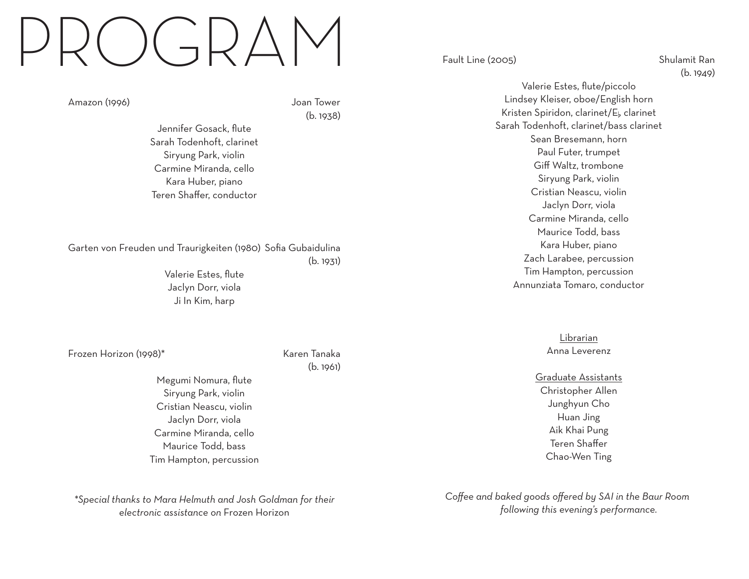# PROGRAM

Amazon (1996) — Joan Tower (b. 1938)

Jennifer Gosack, flute
Sarah Todenhoft, clarinet
Siryung Park, violin
Carmine Miranda, cello
Kara Huber, piano
Teren Shaffer, conductor

Garten von Freuden und Traurigkeiten (1980) — Sofia Gubaidulina (b. 1931)

Valerie Estes, flute
Jaclyn Dorr, viola
Ji In Kim, harp

Frozen Horizon (1998)* — Karen Tanaka (b. 1961)

Megumi Nomura, flute
Siryung Park, violin
Cristian Neascu, violin
Jaclyn Dorr, viola
Carmine Miranda, cello
Maurice Todd, bass
Tim Hampton, percussion

*\*Special thanks to Mara Helmuth and Josh Goldman for their electronic assistance on* Frozen Horizon

Fault Line (2005) — Shulamit Ran (b. 1949)

Valerie Estes, flute/piccolo
Lindsey Kleiser, oboe/English horn
Kristen Spiridon, clarinet/E♭ clarinet
Sarah Todenhoft, clarinet/bass clarinet
Sean Bresemann, horn
Paul Futer, trumpet
Giff Waltz, trombone
Siryung Park, violin
Cristian Neascu, violin
Jaclyn Dorr, viola
Carmine Miranda, cello
Maurice Todd, bass
Kara Huber, piano
Zach Larabee, percussion
Tim Hampton, percussion
Annunziata Tomaro, conductor

<u>Librarian</u>
Anna Leverenz

<u>Graduate Assistants</u>
Christopher Allen
Junghyun Cho
Huan Jing
Aik Khai Pung
Teren Shaffer
Chao-Wen Ting

*Coffee and baked goods offered by SAI in the Baur Room following this evening's performance.*